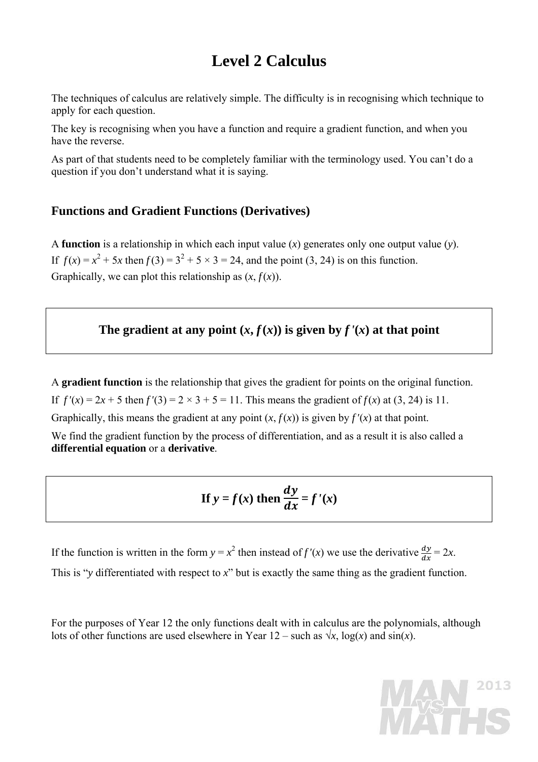# Level 2 Calculus

The techniques of calculus are relatively simple. The difficulty is in recognising which technique to apply for each question.

The key is recognising when you have a function and require a gradient function, and when you have the reverse.

As part of that students need to be completely familiar with the terminology used. You can't do a question if you don't understand what it is saying.

## Functions and Gradient Functions (Derivatives)

A **function** is a relationship in which each input value ($x$) generates only one output value ($y$).

If $f(x) = x^2 + 5x$ then $f(3) = 3^2 + 5 \times 3 = 24$, and the point (3, 24) is on this function.

Graphically, we can plot this relationship as $(x, f(x))$.

**The gradient at any point $(x, f(x))$ is given by $f'(x)$ at that point**

A **gradient function** is the relationship that gives the gradient for points on the original function.

If $f'(x) = 2x + 5$ then $f'(3) = 2 \times 3 + 5 = 11$. This means the gradient of $f(x)$ at (3, 24) is 11.

Graphically, this means the gradient at any point $(x, f(x))$ is given by $f'(x)$ at that point.

We find the gradient function by the process of differentiation, and as a result it is also called a **differential equation** or a **derivative**.

$$\textbf{If } y = f(x) \textbf{ then } \frac{dy}{dx} = f'(x)$$

If the function is written in the form $y = x^2$ then instead of $f'(x)$ we use the derivative $\frac{dy}{dx} = 2x$.

This is "$y$ differentiated with respect to $x$" but is exactly the same thing as the gradient function.

For the purposes of Year 12 the only functions dealt with in calculus are the polynomials, although lots of other functions are used elsewhere in Year 12 – such as $\sqrt{x}$, $\log(x)$ and $\sin(x)$.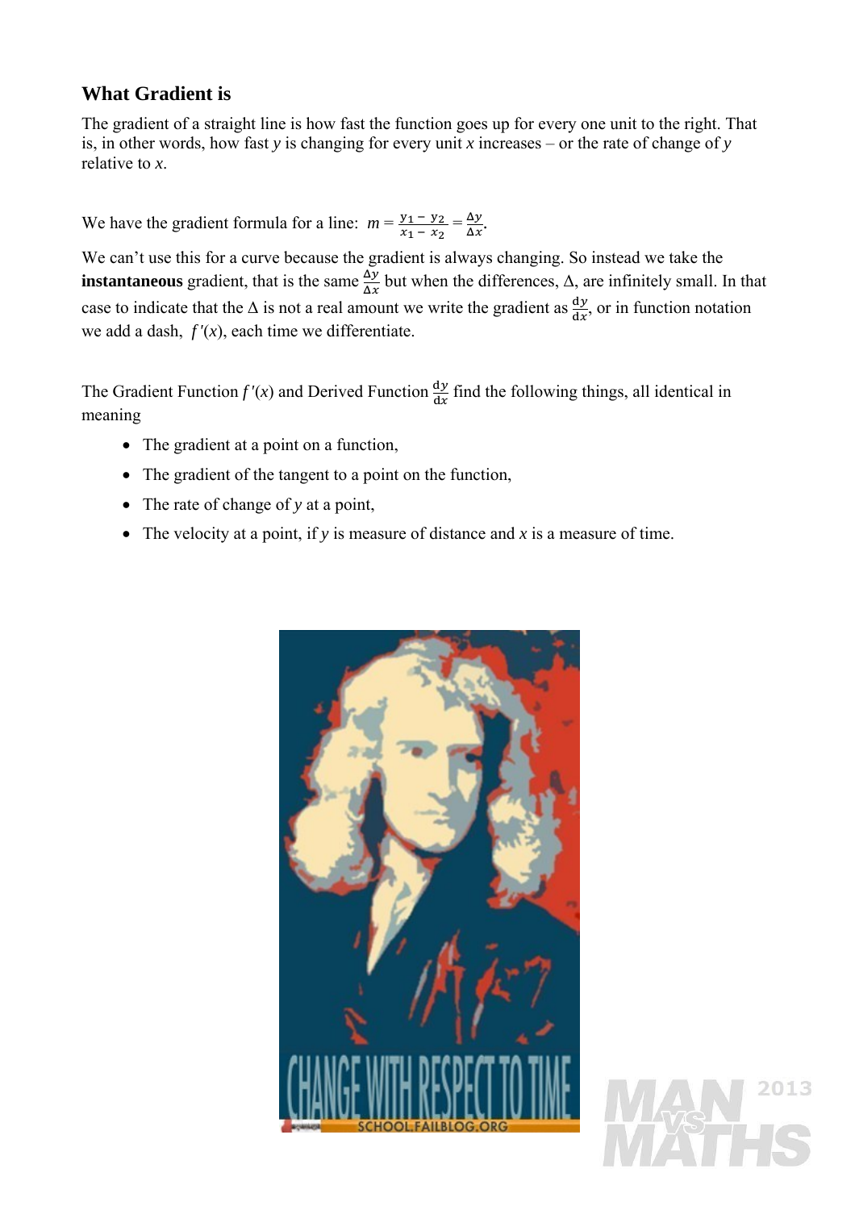## What Gradient is

The gradient of a straight line is how fast the function goes up for every one unit to the right. That is, in other words, how fast $y$ is changing for every unit $x$ increases – or the rate of change of $y$ relative to $x$.

We have the gradient formula for a line: $m = \frac{y_1 - y_2}{x_1 - x_2} = \frac{\Delta y}{\Delta x}$.

We can't use this for a curve because the gradient is always changing. So instead we take the **instantaneous** gradient, that is the same $\frac{\Delta y}{\Delta x}$ but when the differences, $\Delta$, are infinitely small. In that case to indicate that the $\Delta$ is not a real amount we write the gradient as $\frac{\mathrm{d}y}{\mathrm{d}x}$, or in function notation we add a dash, $f'(x)$, each time we differentiate.

The Gradient Function $f'(x)$ and Derived Function $\frac{\mathrm{d}y}{\mathrm{d}x}$ find the following things, all identical in meaning

- The gradient at a point on a function,
- The gradient of the tangent to a point on the function,
- The rate of change of $y$ at a point,
- The velocity at a point, if $y$ is measure of distance and $x$ is a measure of time.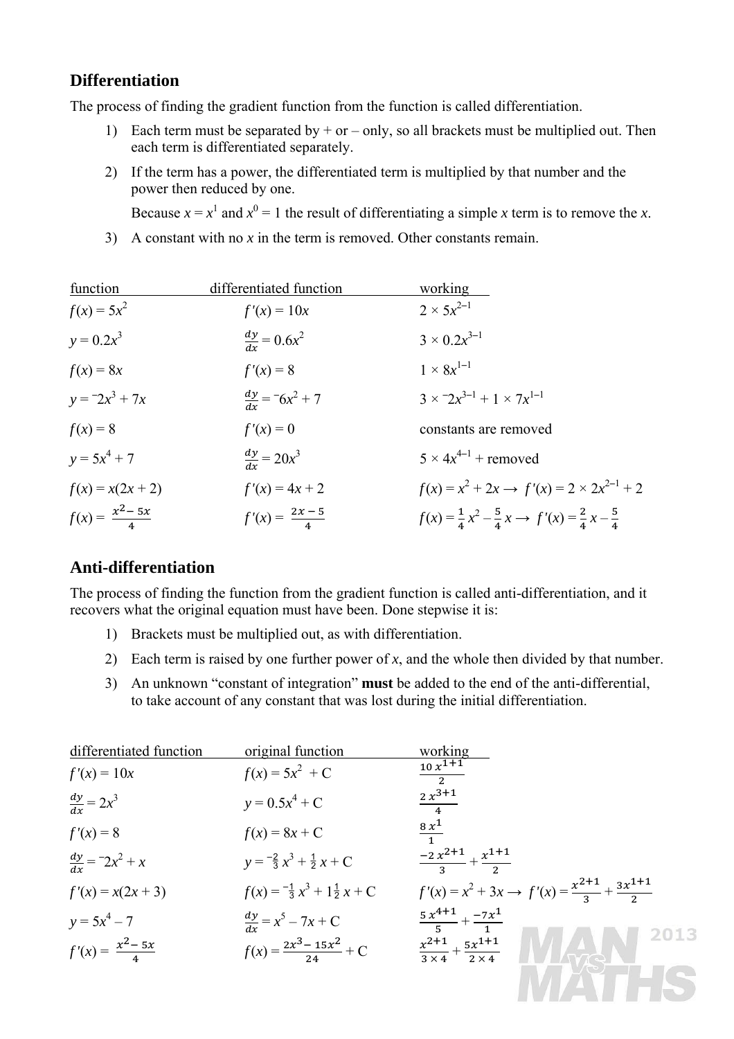## Differentiation

The process of finding the gradient function from the function is called differentiation.

1) Each term must be separated by + or – only, so all brackets must be multiplied out. Then each term is differentiated separately.
2) If the term has a power, the differentiated term is multiplied by that number and the power then reduced by one.

   Because $x = x^1$ and $x^0 = 1$ the result of differentiating a simple $x$ term is to remove the $x$.
3) A constant with no $x$ in the term is removed. Other constants remain.

| function | differentiated function | working |
|---|---|---|
| $f(x) = 5x^2$ | $f'(x) = 10x$ | $2 \times 5x^{2-1}$ |
| $y = 0.2x^3$ | $\frac{dy}{dx} = 0.6x^2$ | $3 \times 0.2x^{3-1}$ |
| $f(x) = 8x$ | $f'(x) = 8$ | $1 \times 8x^{1-1}$ |
| $y = {}^{-}2x^3 + 7x$ | $\frac{dy}{dx} = {}^{-}6x^2 + 7$ | $3 \times {}^{-}2x^{3-1} + 1 \times 7x^{1-1}$ |
| $f(x) = 8$ | $f'(x) = 0$ | constants are removed |
| $y = 5x^4 + 7$ | $\frac{dy}{dx} = 20x^3$ | $5 \times 4x^{4-1}$ + removed |
| $f(x) = x(2x + 2)$ | $f'(x) = 4x + 2$ | $f(x) = x^2 + 2x \rightarrow f'(x) = 2 \times 2x^{2-1} + 2$ |
| $f(x) = \frac{x^2 - 5x}{4}$ | $f'(x) = \frac{2x - 5}{4}$ | $f(x) = \frac{1}{4}x^2 - \frac{5}{4}x \rightarrow f'(x) = \frac{2}{4}x - \frac{5}{4}$ |

## Anti-differentiation

The process of finding the function from the gradient function is called anti-differentiation, and it recovers what the original equation must have been. Done stepwise it is:

1) Brackets must be multiplied out, as with differentiation.
2) Each term is raised by one further power of $x$, and the whole then divided by that number.
3) An unknown "constant of integration" **must** be added to the end of the anti-differential, to take account of any constant that was lost during the initial differentiation.

| differentiated function | original function | working |
|---|---|---|
| $f'(x) = 10x$ | $f(x) = 5x^2 + C$ | $\frac{10\,x^{1+1}}{2}$ |
| $\frac{dy}{dx} = 2x^3$ | $y = 0.5x^4 + C$ | $\frac{2\,x^{3+1}}{4}$ |
| $f'(x) = 8$ | $f(x) = 8x + C$ | $\frac{8\,x^1}{1}$ |
| $\frac{dy}{dx} = {}^{-}2x^2 + x$ | $y = {}^{-}\frac{2}{3}x^3 + \frac{1}{2}x + C$ | $\frac{-2\,x^{2+1}}{3} + \frac{x^{1+1}}{2}$ |
| $f'(x) = x(2x + 3)$ | $f(x) = {}^{-}\frac{1}{3}x^3 + 1\frac{1}{2}x + C$ | $f'(x) = x^2 + 3x \rightarrow f'(x) = \frac{x^{2+1}}{3} + \frac{3x^{1+1}}{2}$ |
| $y = 5x^4 - 7$ | $\frac{dy}{dx} = x^5 - 7x + C$ | $\frac{5\,x^{4+1}}{5} + \frac{-7x^1}{1}$ |
| $f'(x) = \frac{x^2 - 5x}{4}$ | $f(x) = \frac{2x^3 - 15x^2}{24} + C$ | $\frac{x^{2+1}}{3 \times 4} + \frac{5x^{1+1}}{2 \times 4}$ |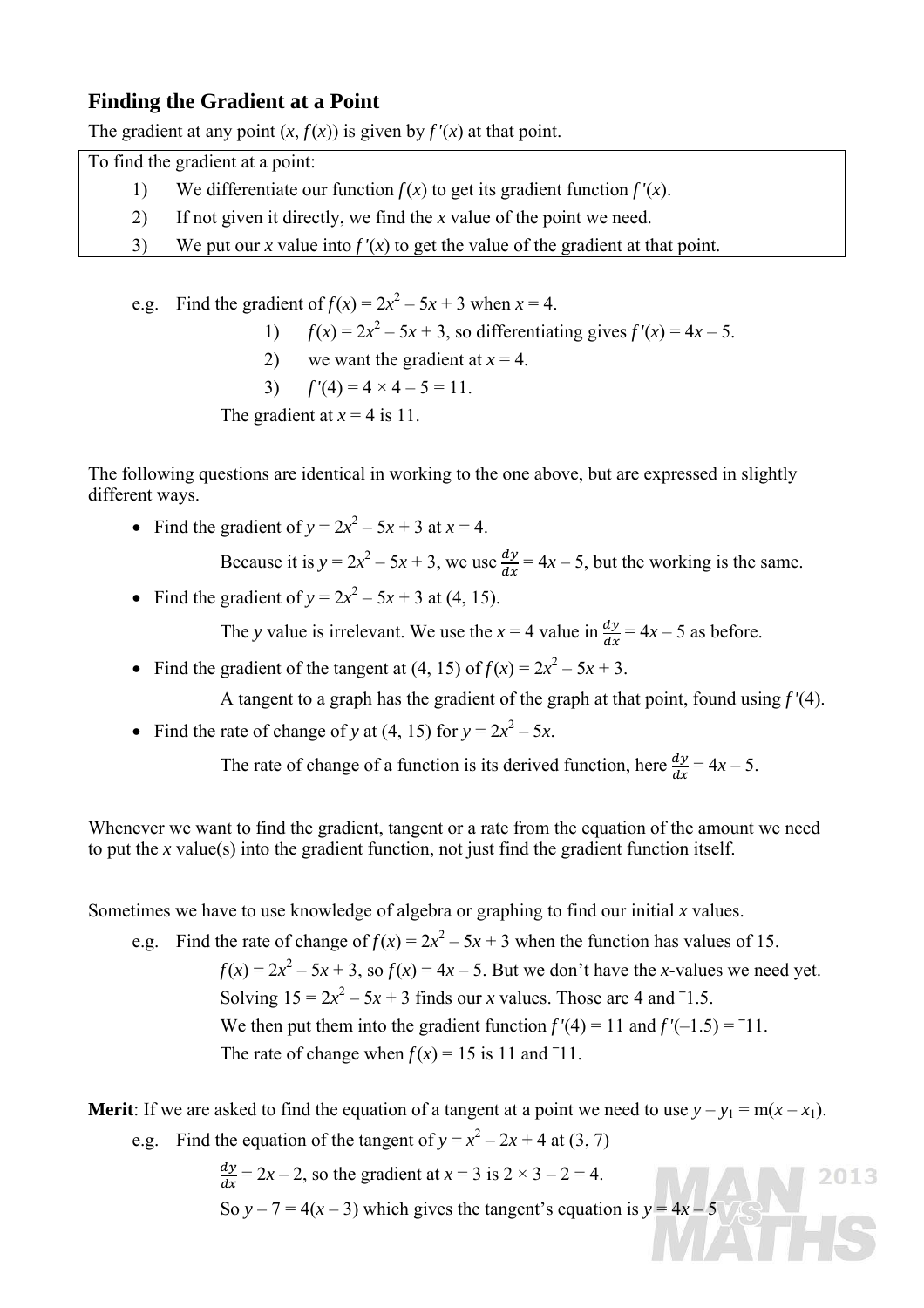## Finding the Gradient at a Point

The gradient at any point $(x, f(x))$ is given by $f'(x)$ at that point.

To find the gradient at a point:

1) We differentiate our function $f(x)$ to get its gradient function $f'(x)$.
2) If not given it directly, we find the $x$ value of the point we need.
3) We put our $x$ value into $f'(x)$ to get the value of the gradient at that point.

e.g. Find the gradient of $f(x) = 2x^2 - 5x + 3$ when $x = 4$.

1) $f(x) = 2x^2 - 5x + 3$, so differentiating gives $f'(x) = 4x - 5$.
2) we want the gradient at $x = 4$.
3) $f'(4) = 4 \times 4 - 5 = 11$.

The gradient at $x = 4$ is 11.

The following questions are identical in working to the one above, but are expressed in slightly different ways.

- Find the gradient of $y = 2x^2 - 5x + 3$ at $x = 4$.

  Because it is $y = 2x^2 - 5x + 3$, we use $\frac{dy}{dx} = 4x - 5$, but the working is the same.

- Find the gradient of $y = 2x^2 - 5x + 3$ at (4, 15).

  The $y$ value is irrelevant. We use the $x = 4$ value in $\frac{dy}{dx} = 4x - 5$ as before.

- Find the gradient of the tangent at (4, 15) of $f(x) = 2x^2 - 5x + 3$.

  A tangent to a graph has the gradient of the graph at that point, found using $f'(4)$.

- Find the rate of change of $y$ at (4, 15) for $y = 2x^2 - 5x$.

  The rate of change of a function is its derived function, here $\frac{dy}{dx} = 4x - 5$.

Whenever we want to find the gradient, tangent or a rate from the equation of the amount we need to put the $x$ value(s) into the gradient function, not just find the gradient function itself.

Sometimes we have to use knowledge of algebra or graphing to find our initial $x$ values.

e.g. Find the rate of change of $f(x) = 2x^2 - 5x + 3$ when the function has values of 15.

$f(x) = 2x^2 - 5x + 3$, so $f(x) = 4x - 5$. But we don't have the $x$-values we need yet.

Solving $15 = 2x^2 - 5x + 3$ finds our $x$ values. Those are 4 and $^-1.5$.

We then put them into the gradient function $f'(4) = 11$ and $f'(-1.5) = {}^-11$.

The rate of change when $f(x) = 15$ is 11 and $^-11$.

**Merit**: If we are asked to find the equation of a tangent at a point we need to use $y - y_1 = m(x - x_1)$.

e.g. Find the equation of the tangent of $y = x^2 - 2x + 4$ at (3, 7)

$\frac{dy}{dx} = 2x - 2$, so the gradient at $x = 3$ is $2 \times 3 - 2 = 4$.

So $y - 7 = 4(x - 3)$ which gives the tangent's equation is $y = 4x - 5$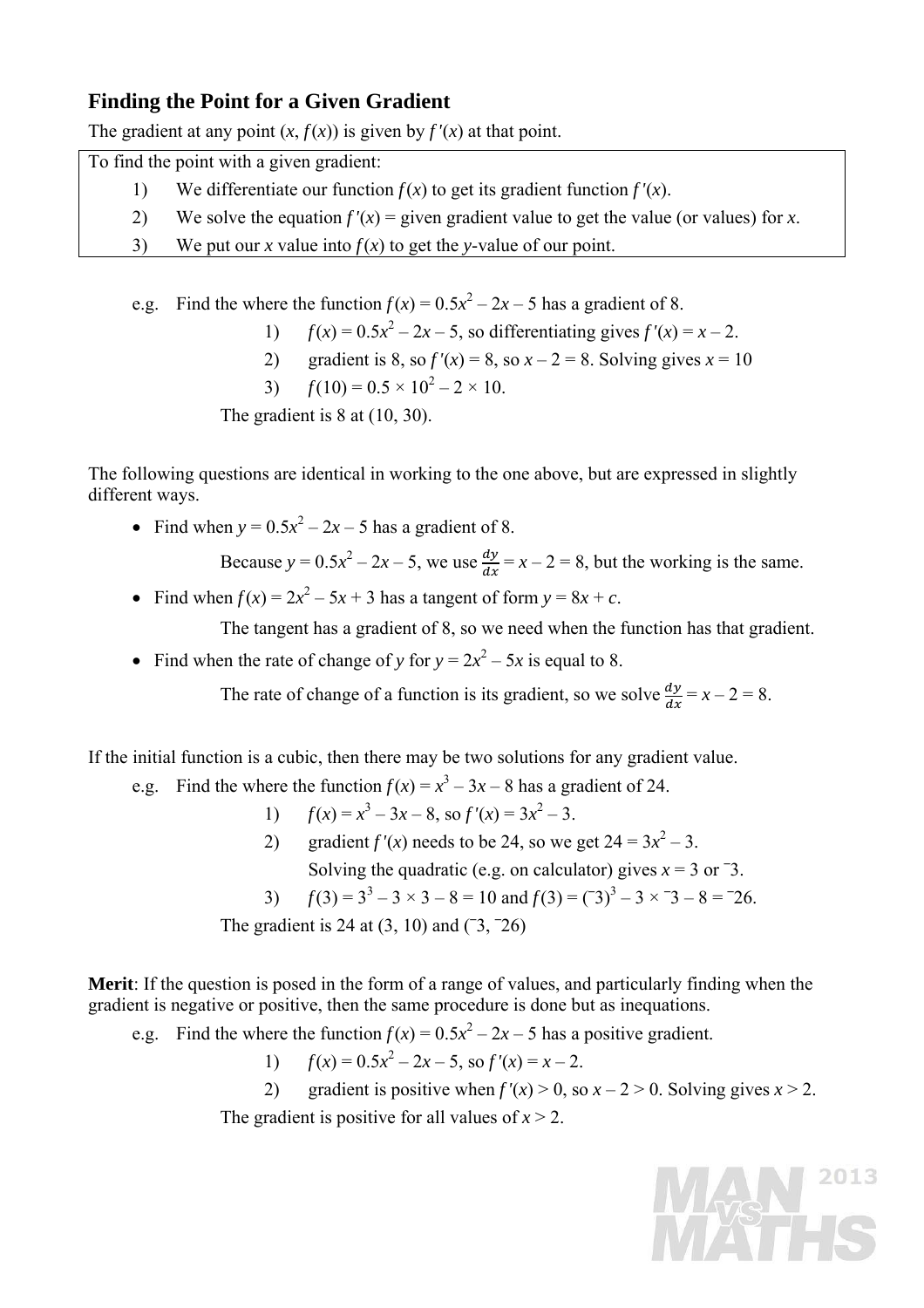## Finding the Point for a Given Gradient

The gradient at any point $(x, f(x))$ is given by $f'(x)$ at that point.

To find the point with a given gradient:

1) We differentiate our function $f(x)$ to get its gradient function $f'(x)$.
2) We solve the equation $f'(x)$ = given gradient value to get the value (or values) for $x$.
3) We put our $x$ value into $f(x)$ to get the $y$-value of our point.

e.g. Find the where the function $f(x) = 0.5x^2 - 2x - 5$ has a gradient of 8.

1) $f(x) = 0.5x^2 - 2x - 5$, so differentiating gives $f'(x) = x - 2$.
2) gradient is 8, so $f'(x) = 8$, so $x - 2 = 8$. Solving gives $x = 10$
3) $f(10) = 0.5 \times 10^2 - 2 \times 10$.

The gradient is 8 at (10, 30).

The following questions are identical in working to the one above, but are expressed in slightly different ways.

- Find when $y = 0.5x^2 - 2x - 5$ has a gradient of 8.

  Because $y = 0.5x^2 - 2x - 5$, we use $\frac{dy}{dx} = x - 2 = 8$, but the working is the same.

- Find when $f(x) = 2x^2 - 5x + 3$ has a tangent of form $y = 8x + c$.

  The tangent has a gradient of 8, so we need when the function has that gradient.

- Find when the rate of change of $y$ for $y = 2x^2 - 5x$ is equal to 8.

  The rate of change of a function is its gradient, so we solve $\frac{dy}{dx} = x - 2 = 8$.

If the initial function is a cubic, then there may be two solutions for any gradient value.

e.g. Find the where the function $f(x) = x^3 - 3x - 8$ has a gradient of 24.

1) $f(x) = x^3 - 3x - 8$, so $f'(x) = 3x^2 - 3$.
2) gradient $f'(x)$ needs to be 24, so we get $24 = 3x^2 - 3$.

   Solving the quadratic (e.g. on calculator) gives $x = 3$ or $^-3$.
3) $f(3) = 3^3 - 3 \times 3 - 8 = 10$ and $f(3) = (^-3)^3 - 3 \times {}^-3 - 8 = {}^-26$.

The gradient is 24 at (3, 10) and ($^-3$, $^-26$)

**Merit**: If the question is posed in the form of a range of values, and particularly finding when the gradient is negative or positive, then the same procedure is done but as inequations.

e.g. Find the where the function $f(x) = 0.5x^2 - 2x - 5$ has a positive gradient.

1) $f(x) = 0.5x^2 - 2x - 5$, so $f'(x) = x - 2$.
2) gradient is positive when $f'(x) > 0$, so $x - 2 > 0$. Solving gives $x > 2$.

The gradient is positive for all values of $x > 2$.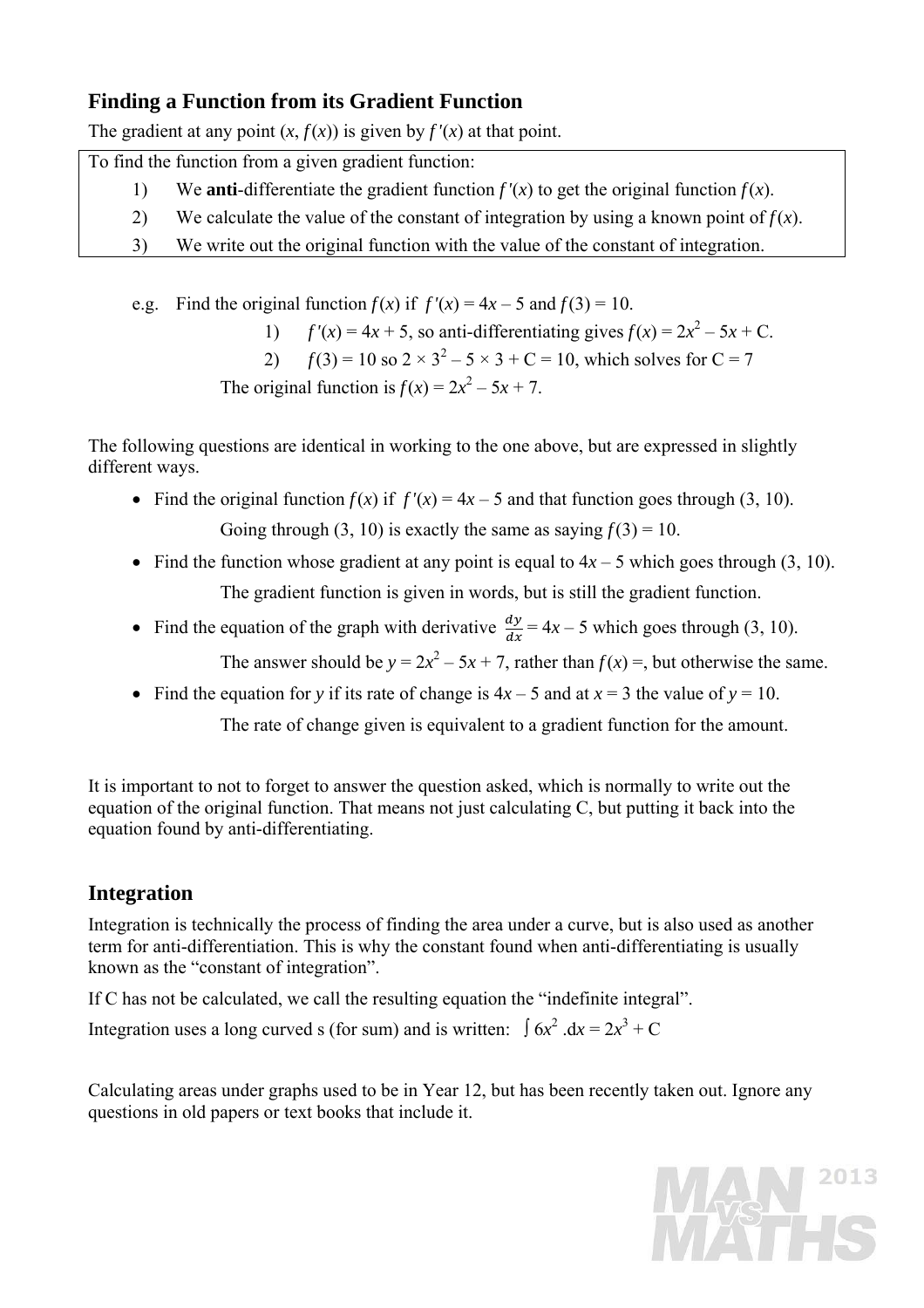## Finding a Function from its Gradient Function

The gradient at any point $(x, f(x))$ is given by $f'(x)$ at that point.

To find the function from a given gradient function:

1) We **anti**-differentiate the gradient function $f'(x)$ to get the original function $f(x)$.
2) We calculate the value of the constant of integration by using a known point of $f(x)$.
3) We write out the original function with the value of the constant of integration.

e.g. Find the original function $f(x)$ if $f'(x) = 4x - 5$ and $f(3) = 10$.

1) $f'(x) = 4x + 5$, so anti-differentiating gives $f(x) = 2x^2 - 5x + C$.
2) $f(3) = 10$ so $2 \times 3^2 - 5 \times 3 + C = 10$, which solves for $C = 7$

The original function is $f(x) = 2x^2 - 5x + 7$.

The following questions are identical in working to the one above, but are expressed in slightly different ways.

- Find the original function $f(x)$ if $f'(x) = 4x - 5$ and that function goes through (3, 10).
  
  Going through (3, 10) is exactly the same as saying $f(3) = 10$.
- Find the function whose gradient at any point is equal to $4x - 5$ which goes through (3, 10).
  
  The gradient function is given in words, but is still the gradient function.
- Find the equation of the graph with derivative $\frac{dy}{dx} = 4x - 5$ which goes through (3, 10).
  
  The answer should be $y = 2x^2 - 5x + 7$, rather than $f(x) =$, but otherwise the same.
- Find the equation for $y$ if its rate of change is $4x - 5$ and at $x = 3$ the value of $y = 10$.
  
  The rate of change given is equivalent to a gradient function for the amount.

It is important to not to forget to answer the question asked, which is normally to write out the equation of the original function. That means not just calculating C, but putting it back into the equation found by anti-differentiating.

## Integration

Integration is technically the process of finding the area under a curve, but is also used as another term for anti-differentiation. This is why the constant found when anti-differentiating is usually known as the "constant of integration".

If C has not be calculated, we call the resulting equation the "indefinite integral".

Integration uses a long curved s (for sum) and is written: $\int 6x^2 \, .dx = 2x^3 + C$

Calculating areas under graphs used to be in Year 12, but has been recently taken out. Ignore any questions in old papers or text books that include it.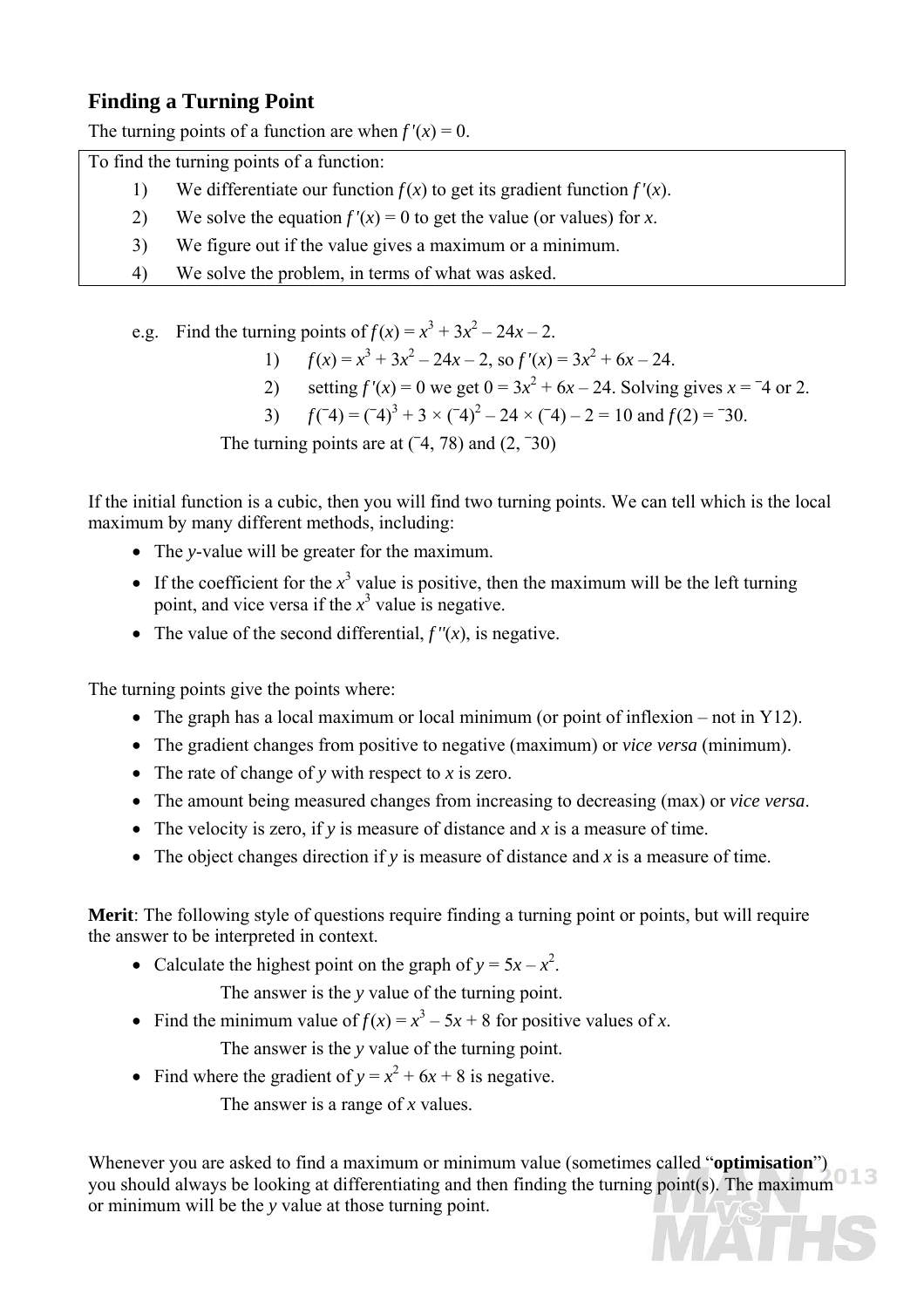## Finding a Turning Point

The turning points of a function are when $f'(x) = 0$.

To find the turning points of a function:

1) We differentiate our function $f(x)$ to get its gradient function $f'(x)$.
2) We solve the equation $f'(x) = 0$ to get the value (or values) for $x$.
3) We figure out if the value gives a maximum or a minimum.
4) We solve the problem, in terms of what was asked.

e.g. Find the turning points of $f(x) = x^3 + 3x^2 - 24x - 2$.

1) $f(x) = x^3 + 3x^2 - 24x - 2$, so $f'(x) = 3x^2 + 6x - 24$.
2) setting $f'(x) = 0$ we get $0 = 3x^2 + 6x - 24$. Solving gives $x = {}^{-}4$ or 2.
3) $f({}^{-}4) = ({}^{-}4)^3 + 3 \times ({}^{-}4)^2 - 24 \times ({}^{-}4) - 2 = 10$ and $f(2) = {}^{-}30$.

The turning points are at $({}^{-}4, 78)$ and $(2, {}^{-}30)$

If the initial function is a cubic, then you will find two turning points. We can tell which is the local maximum by many different methods, including:

- The $y$-value will be greater for the maximum.
- If the coefficient for the $x^3$ value is positive, then the maximum will be the left turning point, and vice versa if the $x^3$ value is negative.
- The value of the second differential, $f''(x)$, is negative.

The turning points give the points where:

- The graph has a local maximum or local minimum (or point of inflexion – not in Y12).
- The gradient changes from positive to negative (maximum) or *vice versa* (minimum).
- The rate of change of $y$ with respect to $x$ is zero.
- The amount being measured changes from increasing to decreasing (max) or *vice versa*.
- The velocity is zero, if $y$ is measure of distance and $x$ is a measure of time.
- The object changes direction if $y$ is measure of distance and $x$ is a measure of time.

**Merit**: The following style of questions require finding a turning point or points, but will require the answer to be interpreted in context.

- Calculate the highest point on the graph of $y = 5x - x^2$.
  The answer is the $y$ value of the turning point.
- Find the minimum value of $f(x) = x^3 - 5x + 8$ for positive values of $x$.
  The answer is the $y$ value of the turning point.
- Find where the gradient of $y = x^2 + 6x + 8$ is negative.
  The answer is a range of $x$ values.

Whenever you are asked to find a maximum or minimum value (sometimes called "**optimisation**") you should always be looking at differentiating and then finding the turning point(s). The maximum or minimum will be the $y$ value at those turning point.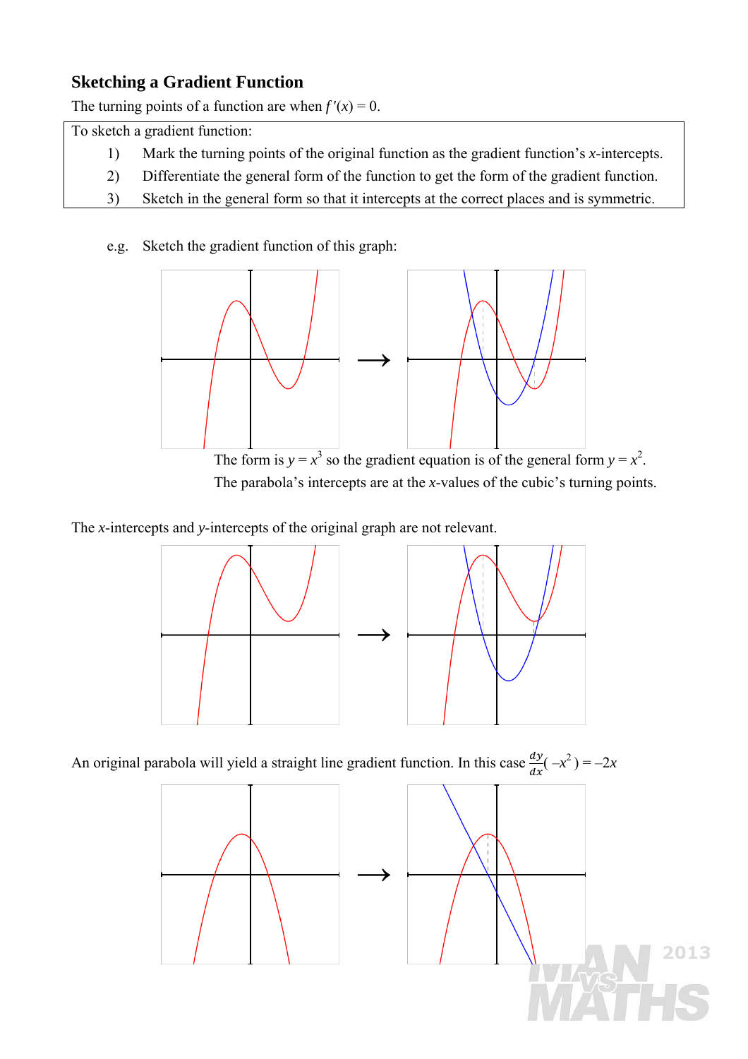## Sketching a Gradient Function

The turning points of a function are when $f'(x) = 0$.

To sketch a gradient function:

1) Mark the turning points of the original function as the gradient function's $x$-intercepts.
2) Differentiate the general form of the function to get the form of the gradient function.
3) Sketch in the general form so that it intercepts at the correct places and is symmetric.

e.g. Sketch the gradient function of this graph:

The form is $y = x^3$ so the gradient equation is of the general form $y = x^2$.
The parabola's intercepts are at the $x$-values of the cubic's turning points.

The $x$-intercepts and $y$-intercepts of the original graph are not relevant.

An original parabola will yield a straight line gradient function. In this case $\frac{dy}{dx}(-x^2) = -2x$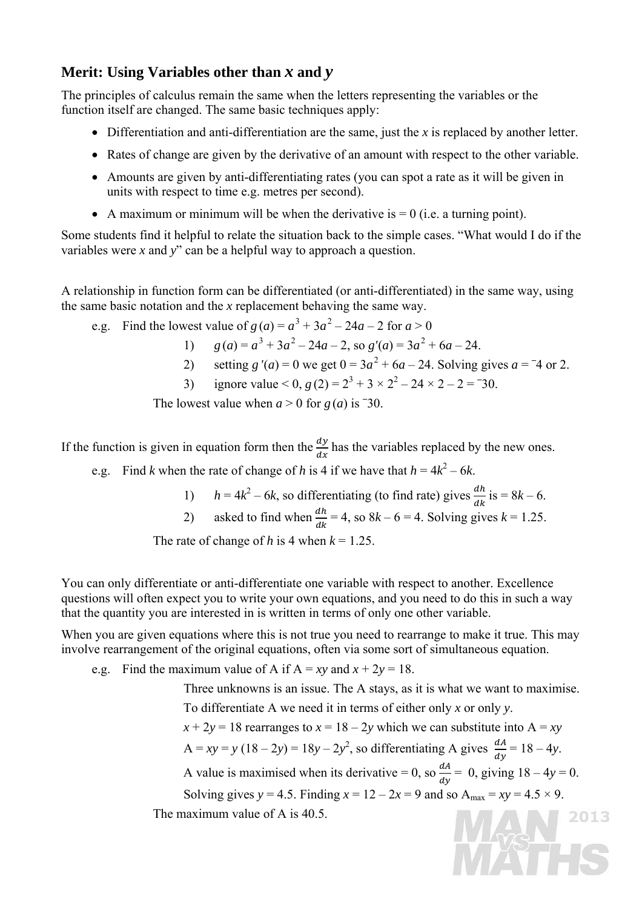## Merit: Using Variables other than $x$ and $y$

The principles of calculus remain the same when the letters representing the variables or the function itself are changed. The same basic techniques apply:

- Differentiation and anti-differentiation are the same, just the $x$ is replaced by another letter.
- Rates of change are given by the derivative of an amount with respect to the other variable.
- Amounts are given by anti-differentiating rates (you can spot a rate as it will be given in units with respect to time e.g. metres per second).
- A maximum or minimum will be when the derivative is = 0 (i.e. a turning point).

Some students find it helpful to relate the situation back to the simple cases. "What would I do if the variables were $x$ and $y$" can be a helpful way to approach a question.

A relationship in function form can be differentiated (or anti-differentiated) in the same way, using the same basic notation and the $x$ replacement behaving the same way.

e.g. Find the lowest value of $g(a) = a^3 + 3a^2 - 24a - 2$ for $a > 0$

1) $g(a) = a^3 + 3a^2 - 24a - 2$, so $g'(a) = 3a^2 + 6a - 24$.
2) setting $g'(a) = 0$ we get $0 = 3a^2 + 6a - 24$. Solving gives $a = {}^-4$ or 2.
3) ignore value < 0, $g(2) = 2^3 + 3 \times 2^2 - 24 \times 2 - 2 = {}^-30$.

The lowest value when $a > 0$ for $g(a)$ is ${}^-30$.

If the function is given in equation form then the $\frac{dy}{dx}$ has the variables replaced by the new ones.

e.g. Find $k$ when the rate of change of $h$ is 4 if we have that $h = 4k^2 - 6k$.

1) $h = 4k^2 - 6k$, so differentiating (to find rate) gives $\frac{dh}{dk}$ is $= 8k - 6$.
2) asked to find when $\frac{dh}{dk} = 4$, so $8k - 6 = 4$. Solving gives $k = 1.25$.

The rate of change of $h$ is 4 when $k = 1.25$.

You can only differentiate or anti-differentiate one variable with respect to another. Excellence questions will often expect you to write your own equations, and you need to do this in such a way that the quantity you are interested in is written in terms of only one other variable.

When you are given equations where this is not true you need to rearrange to make it true. This may involve rearrangement of the original equations, often via some sort of simultaneous equation.

e.g. Find the maximum value of A if $A = xy$ and $x + 2y = 18$.

Three unknowns is an issue. The A stays, as it is what we want to maximise.

To differentiate A we need it in terms of either only $x$ or only $y$.

$x + 2y = 18$ rearranges to $x = 18 - 2y$ which we can substitute into $A = xy$

$A = xy = y(18 - 2y) = 18y - 2y^2$, so differentiating A gives $\frac{dA}{dy} = 18 - 4y$.

A value is maximised when its derivative = 0, so $\frac{dA}{dy} = 0$, giving $18 - 4y = 0$.

Solving gives $y = 4.5$. Finding $x = 12 - 2x = 9$ and so $A_{max} = xy = 4.5 \times 9$.

The maximum value of A is 40.5.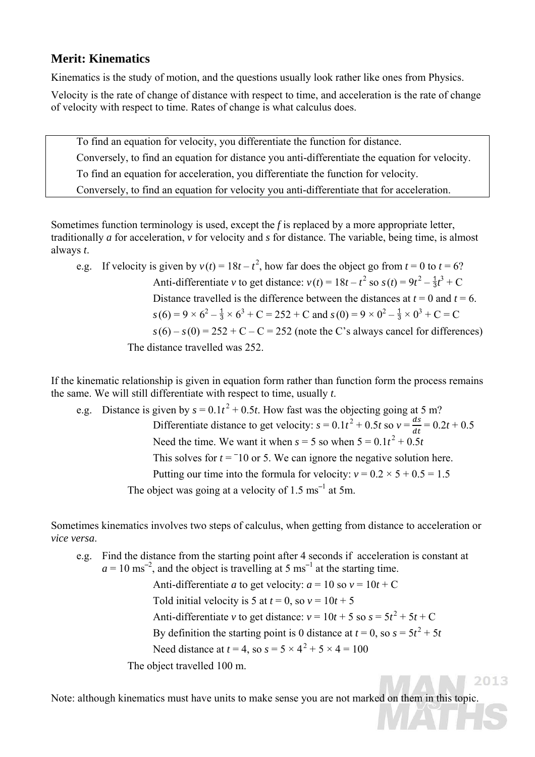## Merit: Kinematics

Kinematics is the study of motion, and the questions usually look rather like ones from Physics.

Velocity is the rate of change of distance with respect to time, and acceleration is the rate of change of velocity with respect to time. Rates of change is what calculus does.

> To find an equation for velocity, you differentiate the function for distance.
> Conversely, to find an equation for distance you anti-differentiate the equation for velocity.
> To find an equation for acceleration, you differentiate the function for velocity.
> Conversely, to find an equation for velocity you anti-differentiate that for acceleration.

Sometimes function terminology is used, except the *f* is replaced by a more appropriate letter, traditionally *a* for acceleration, *v* for velocity and *s* for distance. The variable, being time, is almost always *t*.

e.g. If velocity is given by $v(t) = 18t - t^2$, how far does the object go from $t = 0$ to $t = 6$?

Anti-differentiate *v* to get distance: $v(t) = 18t - t^2$ so $s(t) = 9t^2 - \frac{1}{3}t^3 + C$

Distance travelled is the difference between the distances at $t = 0$ and $t = 6$.

$s(6) = 9 \times 6^2 - \frac{1}{3} \times 6^3 + C = 252 + C$ and $s(0) = 9 \times 0^2 - \frac{1}{3} \times 0^3 + C = C$

$s(6) - s(0) = 252 + C - C = 252$ (note the C's always cancel for differences)

The distance travelled was 252.

If the kinematic relationship is given in equation form rather than function form the process remains the same. We will still differentiate with respect to time, usually *t*.

e.g. Distance is given by $s = 0.1t^2 + 0.5t$. How fast was the objecting going at 5 m?

Differentiate distance to get velocity: $s = 0.1t^2 + 0.5t$ so $v = \frac{ds}{dt} = 0.2t + 0.5$

Need the time. We want it when $s = 5$ so when $5 = 0.1t^2 + 0.5t$

This solves for $t = {}^{-}10$ or 5. We can ignore the negative solution here.

Putting our time into the formula for velocity: $v = 0.2 \times 5 + 0.5 = 1.5$

The object was going at a velocity of 1.5 $\text{ms}^{-1}$ at 5m.

Sometimes kinematics involves two steps of calculus, when getting from distance to acceleration or *vice versa*.

e.g. Find the distance from the starting point after 4 seconds if acceleration is constant at $a = 10$ $\text{ms}^{-2}$, and the object is travelling at 5 $\text{ms}^{-1}$ at the starting time.

Anti-differentiate *a* to get velocity: $a = 10$ so $v = 10t + C$

Told initial velocity is 5 at $t = 0$, so $v = 10t + 5$

Anti-differentiate *v* to get distance: $v = 10t + 5$ so $s = 5t^2 + 5t + C$

By definition the starting point is 0 distance at $t = 0$, so $s = 5t^2 + 5t$

Need distance at $t = 4$, so $s = 5 \times 4^2 + 5 \times 4 = 100$

The object travelled 100 m.

Note: although kinematics must have units to make sense you are not marked on them in this topic.